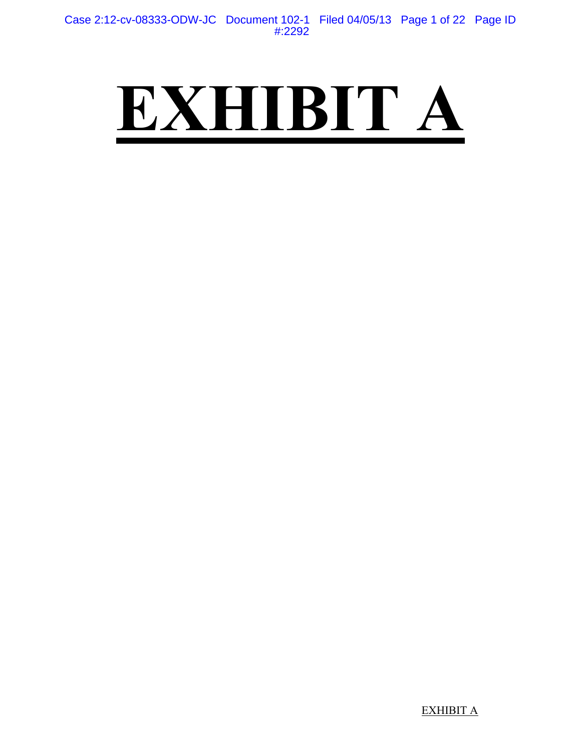# EXHIBIT A

EXHIBIT A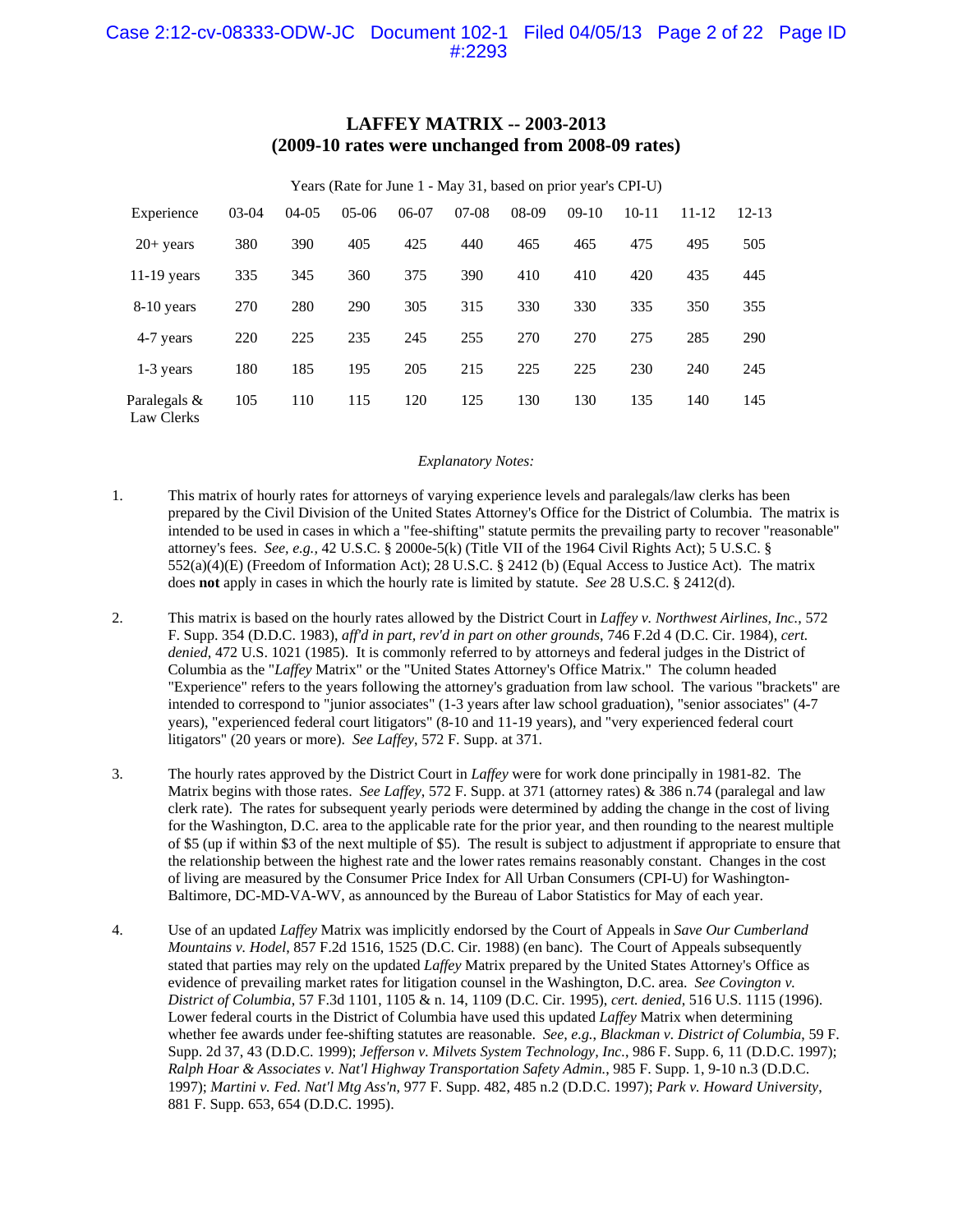# LAFFEY MATRIX -- 2003-2013
## (2009-10 rates were unchanged from 2008-09 rates)

Years (Rate for June 1 - May 31, based on prior year's CPI-U)

| Experience | 03-04 | 04-05 | 05-06 | 06-07 | 07-08 | 08-09 | 09-10 | 10-11 | 11-12 | 12-13 |
|---|---|---|---|---|---|---|---|---|---|---|
| 20+ years | 380 | 390 | 405 | 425 | 440 | 465 | 465 | 475 | 495 | 505 |
| 11-19 years | 335 | 345 | 360 | 375 | 390 | 410 | 410 | 420 | 435 | 445 |
| 8-10 years | 270 | 280 | 290 | 305 | 315 | 330 | 330 | 335 | 350 | 355 |
| 4-7 years | 220 | 225 | 235 | 245 | 255 | 270 | 270 | 275 | 285 | 290 |
| 1-3 years | 180 | 185 | 195 | 205 | 215 | 225 | 225 | 230 | 240 | 245 |
| Paralegals & Law Clerks | 105 | 110 | 115 | 120 | 125 | 130 | 130 | 135 | 140 | 145 |

*Explanatory Notes:*

1. This matrix of hourly rates for attorneys of varying experience levels and paralegals/law clerks has been prepared by the Civil Division of the United States Attorney's Office for the District of Columbia. The matrix is intended to be used in cases in which a "fee-shifting" statute permits the prevailing party to recover "reasonable" attorney's fees. *See, e.g.*, 42 U.S.C. § 2000e-5(k) (Title VII of the 1964 Civil Rights Act); 5 U.S.C. § 552(a)(4)(E) (Freedom of Information Act); 28 U.S.C. § 2412 (b) (Equal Access to Justice Act). The matrix does **not** apply in cases in which the hourly rate is limited by statute. *See* 28 U.S.C. § 2412(d).

2. This matrix is based on the hourly rates allowed by the District Court in *Laffey v. Northwest Airlines, Inc.*, 572 F. Supp. 354 (D.D.C. 1983), *aff'd in part, rev'd in part on other grounds*, 746 F.2d 4 (D.C. Cir. 1984), *cert. denied*, 472 U.S. 1021 (1985). It is commonly referred to by attorneys and federal judges in the District of Columbia as the "*Laffey* Matrix" or the "United States Attorney's Office Matrix." The column headed "Experience" refers to the years following the attorney's graduation from law school. The various "brackets" are intended to correspond to "junior associates" (1-3 years after law school graduation), "senior associates" (4-7 years), "experienced federal court litigators" (8-10 and 11-19 years), and "very experienced federal court litigators" (20 years or more). *See Laffey*, 572 F. Supp. at 371.

3. The hourly rates approved by the District Court in *Laffey* were for work done principally in 1981-82. The Matrix begins with those rates. *See Laffey*, 572 F. Supp. at 371 (attorney rates) & 386 n.74 (paralegal and law clerk rate). The rates for subsequent yearly periods were determined by adding the change in the cost of living for the Washington, D.C. area to the applicable rate for the prior year, and then rounding to the nearest multiple of $5 (up if within $3 of the next multiple of $5). The result is subject to adjustment if appropriate to ensure that the relationship between the highest rate and the lower rates remains reasonably constant. Changes in the cost of living are measured by the Consumer Price Index for All Urban Consumers (CPI-U) for Washington-Baltimore, DC-MD-VA-WV, as announced by the Bureau of Labor Statistics for May of each year.

4. Use of an updated *Laffey* Matrix was implicitly endorsed by the Court of Appeals in *Save Our Cumberland Mountains v. Hodel*, 857 F.2d 1516, 1525 (D.C. Cir. 1988) (en banc). The Court of Appeals subsequently stated that parties may rely on the updated *Laffey* Matrix prepared by the United States Attorney's Office as evidence of prevailing market rates for litigation counsel in the Washington, D.C. area. *See Covington v. District of Columbia*, 57 F.3d 1101, 1105 & n. 14, 1109 (D.C. Cir. 1995), *cert. denied*, 516 U.S. 1115 (1996). Lower federal courts in the District of Columbia have used this updated *Laffey* Matrix when determining whether fee awards under fee-shifting statutes are reasonable. *See, e.g., Blackman v. District of Columbia*, 59 F. Supp. 2d 37, 43 (D.D.C. 1999); *Jefferson v. Milvets System Technology, Inc.*, 986 F. Supp. 6, 11 (D.D.C. 1997); *Ralph Hoar & Associates v. Nat'l Highway Transportation Safety Admin.*, 985 F. Supp. 1, 9-10 n.3 (D.D.C. 1997); *Martini v. Fed. Nat'l Mtg Ass'n*, 977 F. Supp. 482, 485 n.2 (D.D.C. 1997); *Park v. Howard University*, 881 F. Supp. 653, 654 (D.D.C. 1995).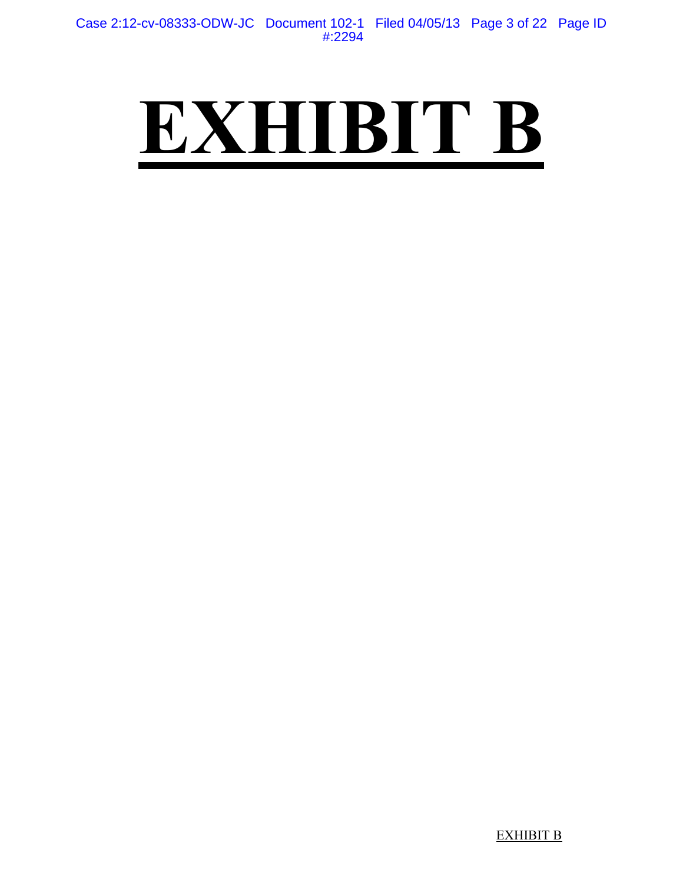# EXHIBIT B

EXHIBIT B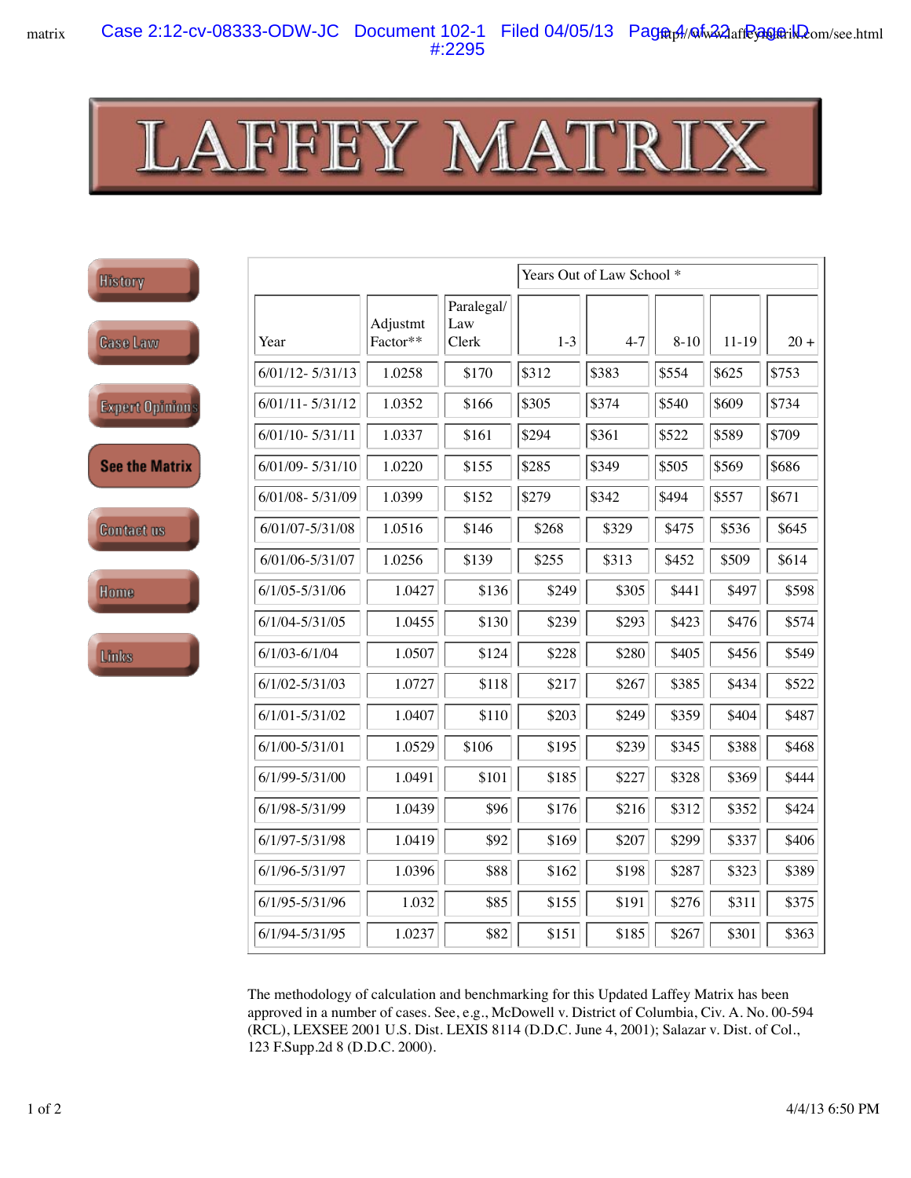# LAFFEY MATRIX

History

Case Law

Expert Opinions

**See the Matrix**

Contact us

Home

Links

| | | | Years Out of Law School * | | | | |
|---|---|---|---|---|---|---|---|
| Year | Adjustmt Factor** | Paralegal/ Law Clerk | 1-3 | 4-7 | 8-10 | 11-19 | 20 + |
| 6/01/12- 5/31/13 | 1.0258 | $170 | $312 | $383 | $554 | $625 | $753 |
| 6/01/11- 5/31/12 | 1.0352 | $166 | $305 | $374 | $540 | $609 | $734 |
| 6/01/10- 5/31/11 | 1.0337 | $161 | $294 | $361 | $522 | $589 | $709 |
| 6/01/09- 5/31/10 | 1.0220 | $155 | $285 | $349 | $505 | $569 | $686 |
| 6/01/08- 5/31/09 | 1.0399 | $152 | $279 | $342 | $494 | $557 | $671 |
| 6/01/07-5/31/08 | 1.0516 | $146 | $268 | $329 | $475 | $536 | $645 |
| 6/01/06-5/31/07 | 1.0256 | $139 | $255 | $313 | $452 | $509 | $614 |
| 6/1/05-5/31/06 | 1.0427 | $136 | $249 | $305 | $441 | $497 | $598 |
| 6/1/04-5/31/05 | 1.0455 | $130 | $239 | $293 | $423 | $476 | $574 |
| 6/1/03-6/1/04 | 1.0507 | $124 | $228 | $280 | $405 | $456 | $549 |
| 6/1/02-5/31/03 | 1.0727 | $118 | $217 | $267 | $385 | $434 | $522 |
| 6/1/01-5/31/02 | 1.0407 | $110 | $203 | $249 | $359 | $404 | $487 |
| 6/1/00-5/31/01 | 1.0529 | $106 | $195 | $239 | $345 | $388 | $468 |
| 6/1/99-5/31/00 | 1.0491 | $101 | $185 | $227 | $328 | $369 | $444 |
| 6/1/98-5/31/99 | 1.0439 | $96 | $176 | $216 | $312 | $352 | $424 |
| 6/1/97-5/31/98 | 1.0419 | $92 | $169 | $207 | $299 | $337 | $406 |
| 6/1/96-5/31/97 | 1.0396 | $88 | $162 | $198 | $287 | $323 | $389 |
| 6/1/95-5/31/96 | 1.032 | $85 | $155 | $191 | $276 | $311 | $375 |
| 6/1/94-5/31/95 | 1.0237 | $82 | $151 | $185 | $267 | $301 | $363 |

The methodology of calculation and benchmarking for this Updated Laffey Matrix has been approved in a number of cases. See, e.g., McDowell v. District of Columbia, Civ. A. No. 00-594 (RCL), LEXSEE 2001 U.S. Dist. LEXIS 8114 (D.D.C. June 4, 2001); Salazar v. Dist. of Col., 123 F.Supp.2d 8 (D.D.C. 2000).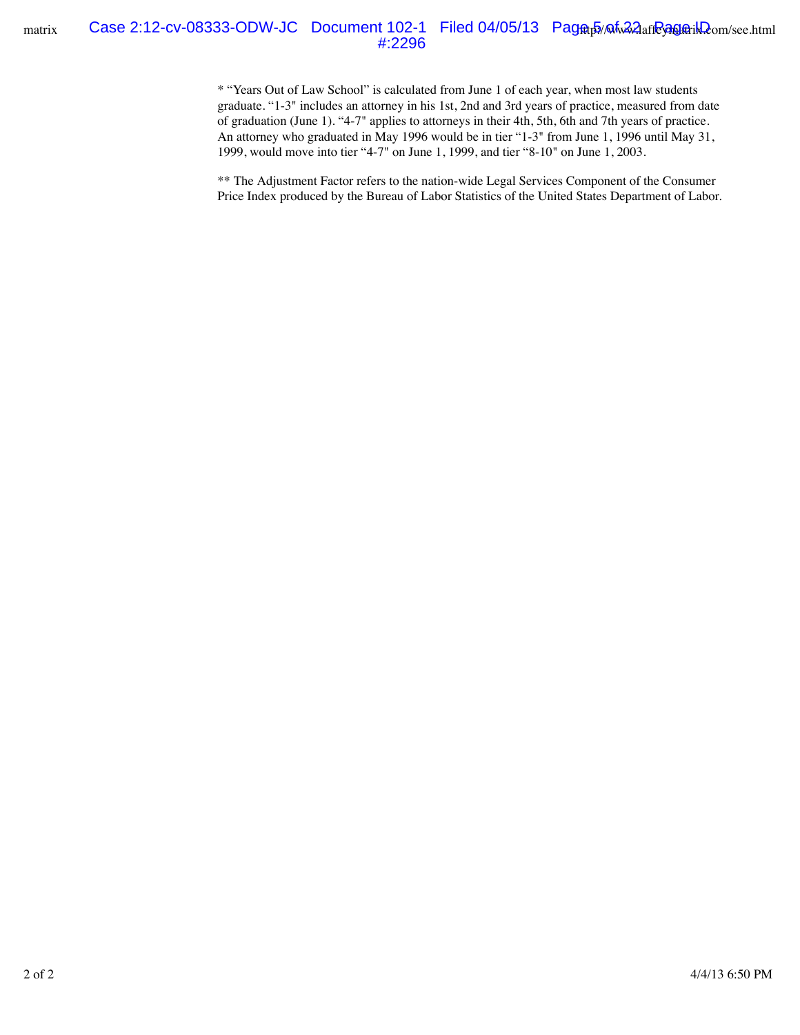* “Years Out of Law School” is calculated from June 1 of each year, when most law students graduate. “1-3" includes an attorney in his 1st, 2nd and 3rd years of practice, measured from date of graduation (June 1). “4-7" applies to attorneys in their 4th, 5th, 6th and 7th years of practice. An attorney who graduated in May 1996 would be in tier “1-3" from June 1, 1996 until May 31, 1999, would move into tier “4-7" on June 1, 1999, and tier “8-10" on June 1, 2003.

** The Adjustment Factor refers to the nation-wide Legal Services Component of the Consumer Price Index produced by the Bureau of Labor Statistics of the United States Department of Labor.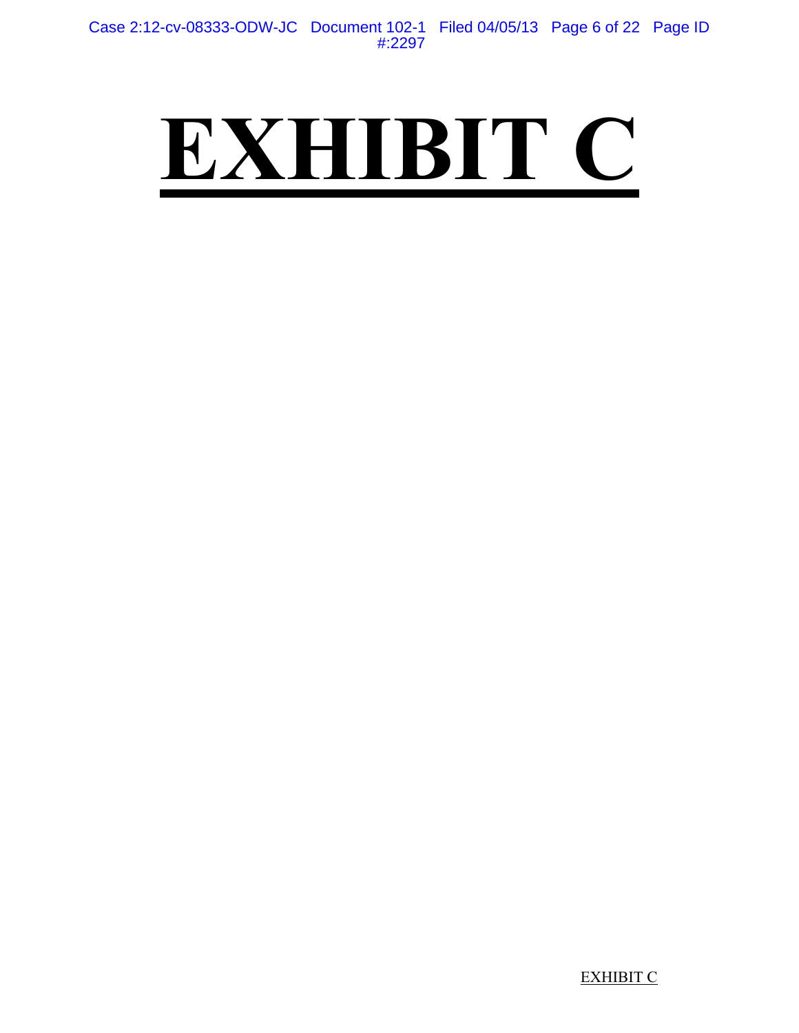# EXHIBIT C

EXHIBIT C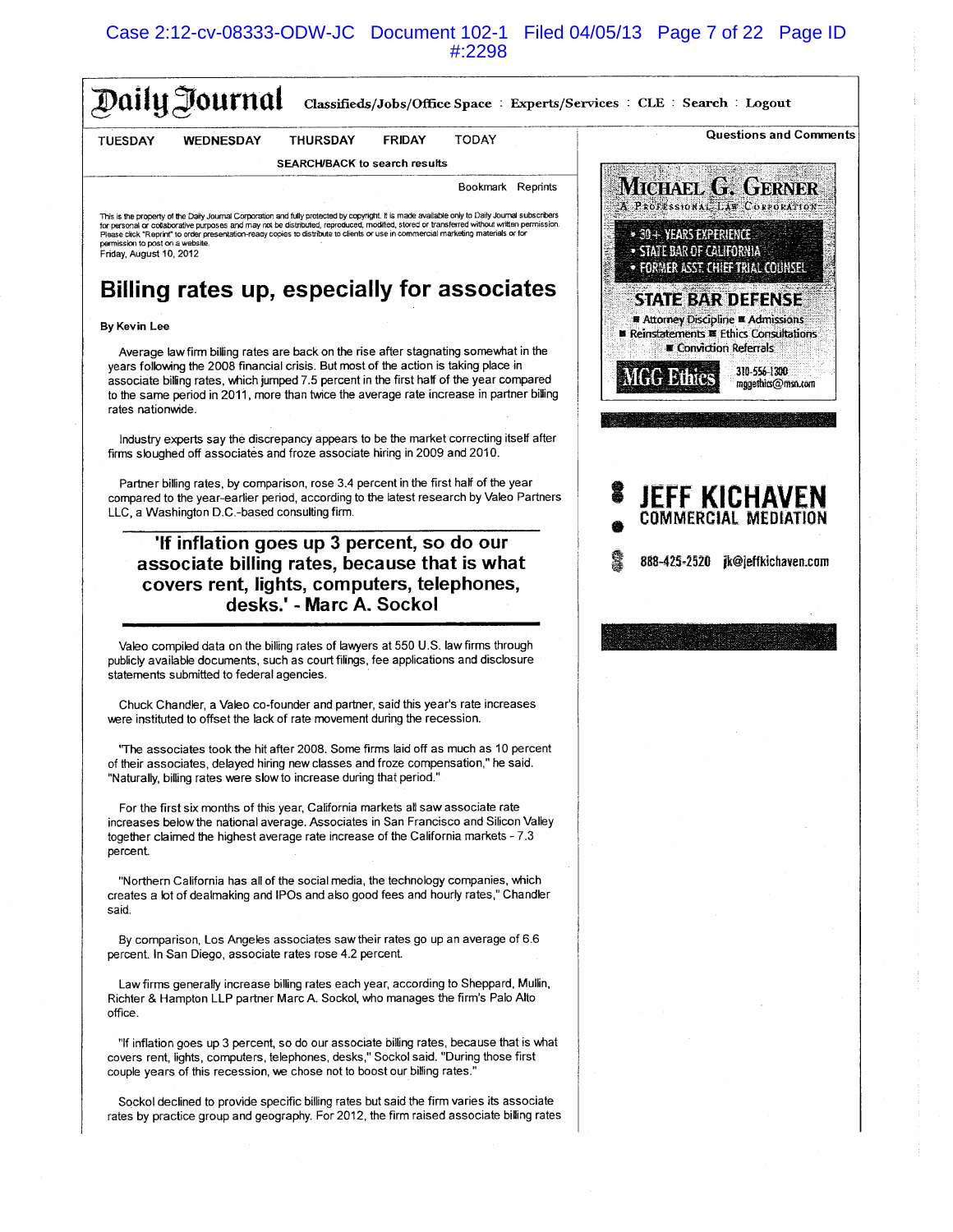Daily Journal — Classifieds/Jobs/Office Space : Experts/Services : CLE : Search : Logout

TUESDAY WEDNESDAY THURSDAY FRIDAY TODAY

SEARCH/BACK to search results

Questions and Comments

Bookmark Reprints

This is the property of the Daily Journal Corporation and fully protected by copyright. It is made available only to Daily Journal subscribers for personal or collaborative purposes and may not be distributed, reproduced, modified, stored or transferred without written permission. Please click "Reprint" to order presentation-ready copies to distribute to clients or use in commercial marketing materials or for permission to post on a website.

Friday, August 10, 2012

# Billing rates up, especially for associates

**By Kevin Lee**

Average law firm billing rates are back on the rise after stagnating somewhat in the years following the 2008 financial crisis. But most of the action is taking place in associate billing rates, which jumped 7.5 percent in the first half of the year compared to the same period in 2011, more than twice the average rate increase in partner billing rates nationwide.

Industry experts say the discrepancy appears to be the market correcting itself after firms sloughed off associates and froze associate hiring in 2009 and 2010.

Partner billing rates, by comparison, rose 3.4 percent in the first half of the year compared to the year-earlier period, according to the latest research by Valeo Partners LLC, a Washington D.C.-based consulting firm.

> **'If inflation goes up 3 percent, so do our associate billing rates, because that is what covers rent, lights, computers, telephones, desks.' - Marc A. Sockol**

Valeo compiled data on the billing rates of lawyers at 550 U.S. law firms through publicly available documents, such as court filings, fee applications and disclosure statements submitted to federal agencies.

Chuck Chandler, a Valeo co-founder and partner, said this year's rate increases were instituted to offset the lack of rate movement during the recession.

"The associates took the hit after 2008. Some firms laid off as much as 10 percent of their associates, delayed hiring new classes and froze compensation," he said. "Naturally, billing rates were slow to increase during that period."

For the first six months of this year, California markets all saw associate rate increases below the national average. Associates in San Francisco and Silicon Valley together claimed the highest average rate increase of the California markets - 7.3 percent.

"Northern California has all of the social media, the technology companies, which creates a lot of dealmaking and IPOs and also good fees and hourly rates," Chandler said.

By comparison, Los Angeles associates saw their rates go up an average of 6.6 percent. In San Diego, associate rates rose 4.2 percent.

Law firms generally increase billing rates each year, according to Sheppard, Mullin, Richter & Hampton LLP partner Marc A. Sockol, who manages the firm's Palo Alto office.

"If inflation goes up 3 percent, so do our associate billing rates, because that is what covers rent, lights, computers, telephones, desks," Sockol said. "During those first couple years of this recession, we chose not to boost our billing rates."

Sockol declined to provide specific billing rates but said the firm varies its associate rates by practice group and geography. For 2012, the firm raised associate billing rates

---

MICHAEL G. GERNER
A Professional Law Corporation
- 30+ YEARS EXPERIENCE
- STATE BAR OF CALIFORNIA
- FORMER ASST. CHIEF TRIAL COUNSEL

STATE BAR DEFENSE
- Attorney Discipline ▪ Admissions
- Reinstatements ▪ Ethics Consultations
- Conviction Referrals

MGG Ethics 310-556-1300 mggethics@msn.com

JEFF KICHAVEN COMMERCIAL MEDIATION
888-425-2520 jk@jeffkichaven.com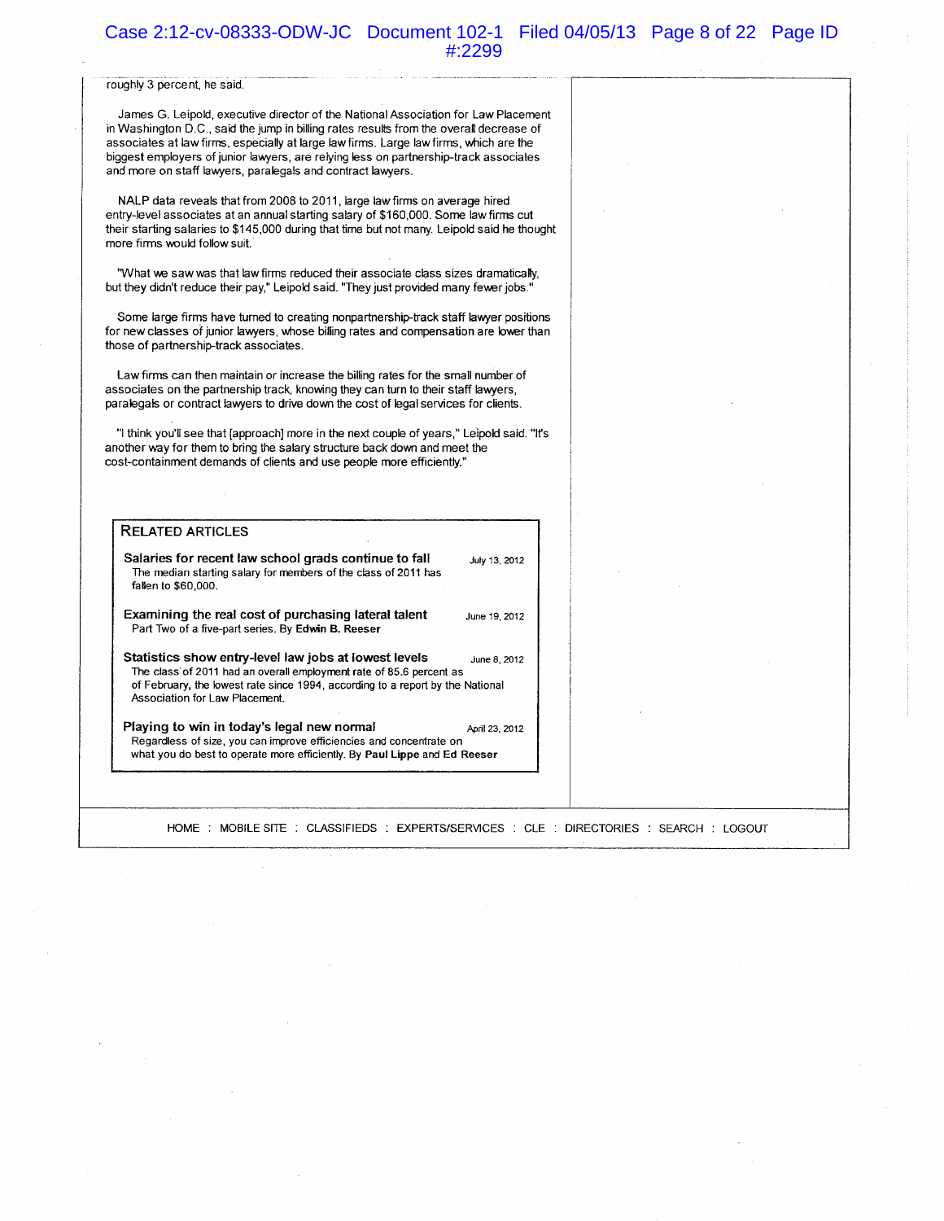roughly 3 percent, he said.

James G. Leipold, executive director of the National Association for Law Placement in Washington D.C., said the jump in billing rates results from the overall decrease of associates at law firms, especially at large law firms. Large law firms, which are the biggest employers of junior lawyers, are relying less on partnership-track associates and more on staff lawyers, paralegals and contract lawyers.

NALP data reveals that from 2008 to 2011, large law firms on average hired entry-level associates at an annual starting salary of $160,000. Some law firms cut their starting salaries to $145,000 during that time but not many. Leipold said he thought more firms would follow suit.

"What we saw was that law firms reduced their associate class sizes dramatically, but they didn't reduce their pay," Leipold said. "They just provided many fewer jobs."

Some large firms have turned to creating nonpartnership-track staff lawyer positions for new classes of junior lawyers, whose billing rates and compensation are lower than those of partnership-track associates.

Law firms can then maintain or increase the billing rates for the small number of associates on the partnership track, knowing they can turn to their staff lawyers, paralegals or contract lawyers to drive down the cost of legal services for clients.

"I think you'll see that [approach] more in the next couple of years," Leipold said. "It's another way for them to bring the salary structure back down and meet the cost-containment demands of clients and use people more efficiently."

## RELATED ARTICLES

**Salaries for recent law school grads continue to fall** — July 13, 2012
The median starting salary for members of the class of 2011 has fallen to $60,000.

**Examining the real cost of purchasing lateral talent** — June 19, 2012
Part Two of a five-part series. By **Edwin B. Reeser**

**Statistics show entry-level law jobs at lowest levels** — June 8, 2012
The class of 2011 had an overall employment rate of 85.6 percent as of February, the lowest rate since 1994, according to a report by the National Association for Law Placement.

**Playing to win in today's legal new normal** — April 23, 2012
Regardless of size, you can improve efficiencies and concentrate on what you do best to operate more efficiently. By **Paul Lippe** and **Ed Reeser**

HOME : MOBILE SITE : CLASSIFIEDS : EXPERTS/SERVICES : CLE : DIRECTORIES : SEARCH : LOGOUT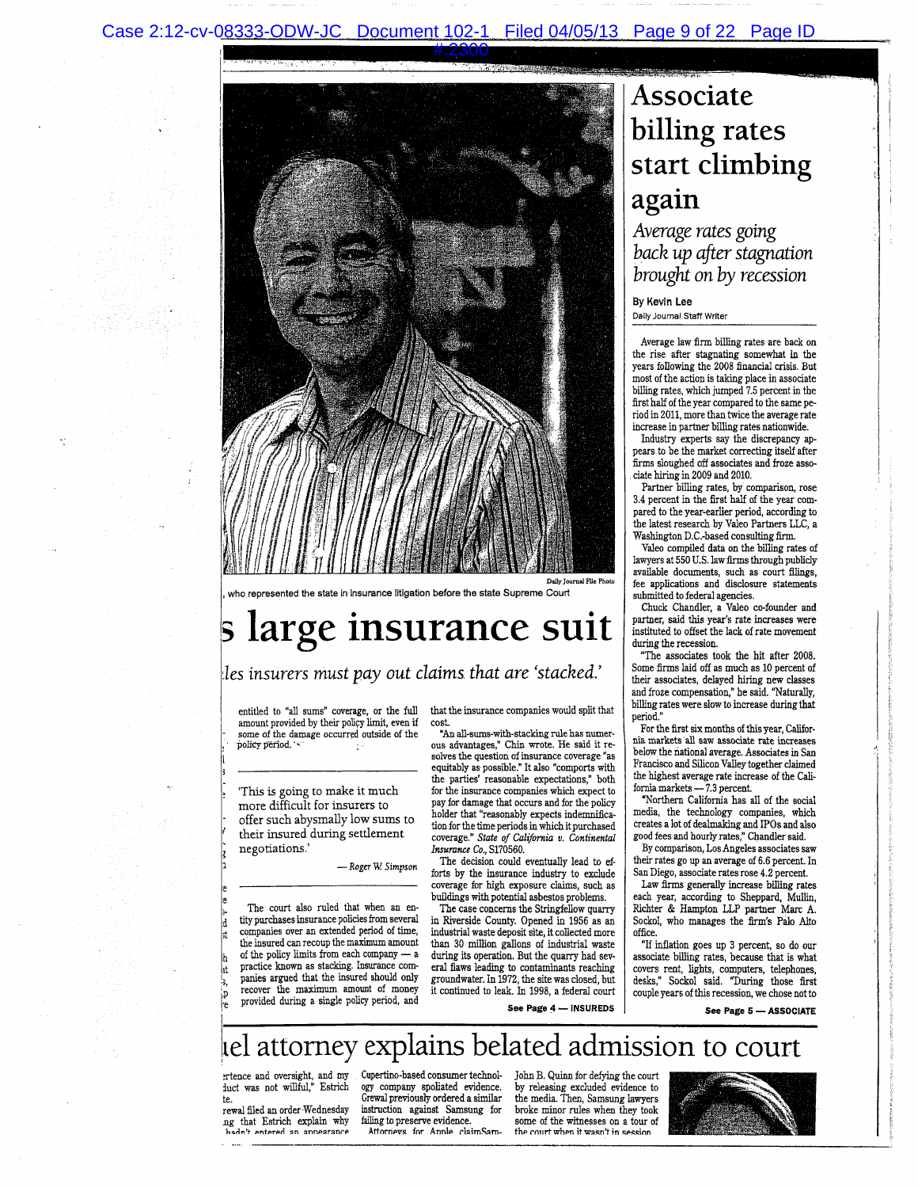Daily Journal File Photo

, who represented the state in insurance litigation before the state Supreme Court

# s large insurance suit

*les insurers must pay out claims that are 'stacked.'*

entitled to "all sums" coverage, or the full amount provided by their policy limit, even if some of the damage occurred outside of the policy period.

> 'This is going to make it much more difficult for insurers to offer such abysmally low sums to their insured during settlement negotiations.'
>
> — *Roger W. Simpson*

The court also ruled that when an entity purchases insurance policies from several companies over an extended period of time, the insured can recoup the maximum amount of the policy limits from each company — a practice known as stacking. Insurance companies argued that the insured should only recover the maximum amount of money provided during a single policy period, and that the insurance companies would split that cost.

"An all-sums-with-stacking rule has numerous advantages," Chin wrote. He said it resolves the question of insurance coverage "as equitably as possible." It also "comports with the parties' reasonable expectations," both for the insurance companies which expect to pay for damage that occurs and for the policy holder that "reasonably expects indemnification for the time periods in which it purchased coverage." *State of California v. Continental Insurance Co.*, S170560.

The decision could eventually lead to efforts by the insurance industry to exclude coverage for high exposure claims, such as buildings with potential asbestos problems.

The case concerns the Stringfellow quarry in Riverside County. Opened in 1956 as an industrial waste deposit site, it collected more than 30 million gallons of industrial waste during its operation. But the quarry had several flaws leading to contaminants reaching groundwater. In 1972, the site was closed, but it continued to leak. In 1998, a federal court

**See Page 4 — INSUREDS**

# Associate billing rates start climbing again

*Average rates going back up after stagnation brought on by recession*

**By Kevin Lee**
Daily Journal Staff Writer

Average law firm billing rates are back on the rise after stagnating somewhat in the years following the 2008 financial crisis. But most of the action is taking place in associate billing rates, which jumped 7.5 percent in the first half of the year compared to the same period in 2011, more than twice the average rate increase in partner billing rates nationwide.

Industry experts say the discrepancy appears to be the market correcting itself after firms sloughed off associates and froze associate hiring in 2009 and 2010.

Partner billing rates, by comparison, rose 3.4 percent in the first half of the year compared to the year-earlier period, according to the latest research by Valeo Partners LLC, a Washington D.C.-based consulting firm.

Valeo compiled data on the billing rates of lawyers at 550 U.S. law firms through publicly available documents, such as court filings, fee applications and disclosure statements submitted to federal agencies.

Chuck Chandler, a Valeo co-founder and partner, said this year's rate increases were instituted to offset the lack of rate movement during the recession.

"The associates took the hit after 2008. Some firms laid off as much as 10 percent of their associates, delayed hiring new classes and froze compensation," he said. "Naturally, billing rates were slow to increase during that period."

For the first six months of this year, California markets all saw associate rate increases below the national average. Associates in San Francisco and Silicon Valley together claimed the highest average rate increase of the California markets — 7.3 percent.

"Northern California has all of the social media, the technology companies, which creates a lot of dealmaking and IPOs and also good fees and hourly rates," Chandler said.

By comparison, Los Angeles associates saw their rates go up an average of 6.6 percent. In San Diego, associate rates rose 4.2 percent.

Law firms generally increase billing rates each year, according to Sheppard, Mullin, Richter & Hampton LLP partner Marc A. Sockol, who manages the firm's Palo Alto office.

"If inflation goes up 3 percent, so do our associate billing rates, because that is what covers rent, lights, computers, telephones, desks," Sockol said. "During those first couple years of this recession, we chose not to

**See Page 5 — ASSOCIATE**

# iel attorney explains belated admission to court

ertence and oversight, and my duct was not willful," Estrich te.

rewal filed an order Wednesday ng that Estrich explain why hadn't entered an appearance

Cupertino-based consumer technology company spoliated evidence. Grewal previously ordered a similar instruction against Samsung for failing to preserve evidence.

Attorneys for Apple claim Sam-

John B. Quinn for defying the court by releasing excluded evidence to the media. Then, Samsung lawyers broke minor rules when they took some of the witnesses on a tour of the court when it wasn't in session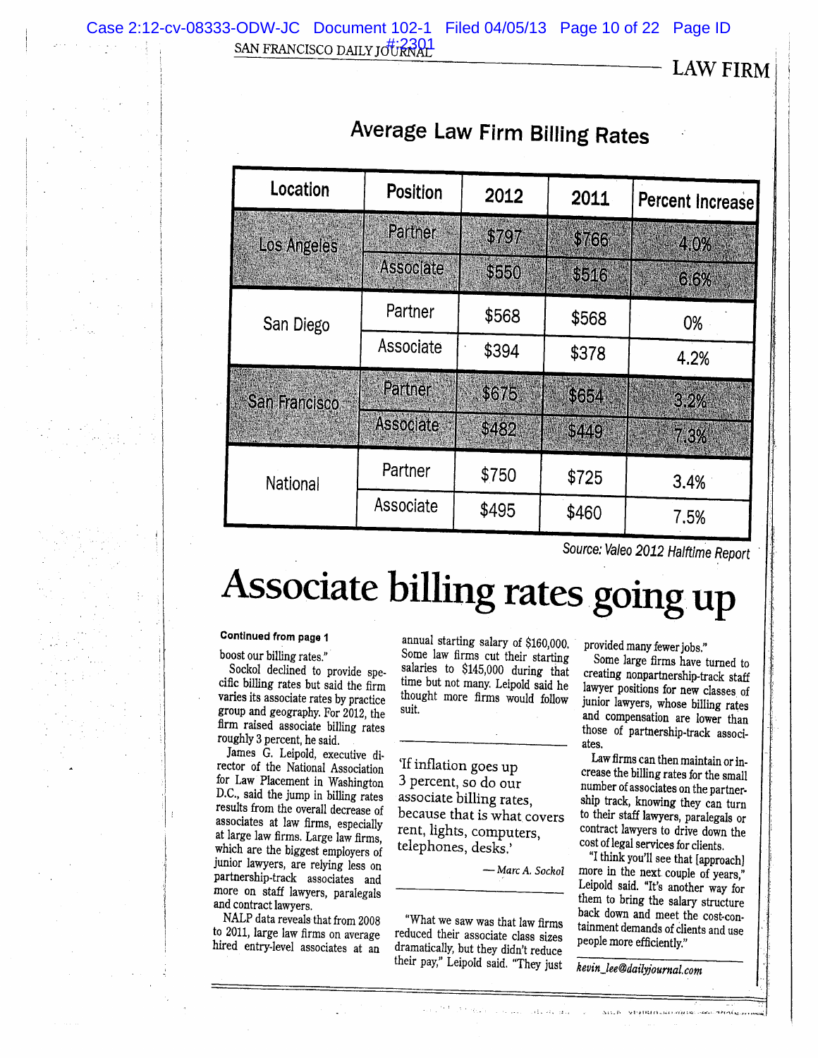LAW FIRM

## Average Law Firm Billing Rates

| Location | Position | 2012 | 2011 | Percent Increase |
|---|---|---|---|---|
| Los Angeles | Partner | $797 | $766 | 4.0% |
| | Associate | $550 | $516 | 6.6% |
| San Diego | Partner | $568 | $568 | 0% |
| | Associate | $394 | $378 | 4.2% |
| San Francisco | Partner | $675 | $654 | 3.2% |
| | Associate | $482 | $449 | 7.3% |
| National | Partner | $750 | $725 | 3.4% |
| | Associate | $495 | $460 | 7.5% |

*Source: Valeo 2012 Halftime Report*

# Associate billing rates going up

**Continued from page 1**

boost our billing rates."

Sockol declined to provide specific billing rates but said the firm varies its associate rates by practice group and geography. For 2012, the firm raised associate billing rates roughly 3 percent, he said.

James G. Leipold, executive director of the National Association for Law Placement in Washington D.C., said the jump in billing rates results from the overall decrease of associates at law firms, especially at large law firms. Large law firms, which are the biggest employers of junior lawyers, are relying less on partnership-track associates and more on staff lawyers, paralegals and contract lawyers.

NALP data reveals that from 2008 to 2011, large law firms on average hired entry-level associates at an annual starting salary of $160,000. Some law firms cut their starting salaries to $145,000 during that time but not many. Leipold said he thought more firms would follow suit.

> 'If inflation goes up 3 percent, so do our associate billing rates, because that is what covers rent, lights, computers, telephones, desks.'
>
> — *Marc A. Sockol*

"What we saw was that law firms reduced their associate class sizes dramatically, but they didn't reduce their pay," Leipold said. "They just provided many fewer jobs."

Some large firms have turned to creating nonpartnership-track staff lawyer positions for new classes of junior lawyers, whose billing rates and compensation are lower than those of partnership-track associates.

Law firms can then maintain or increase the billing rates for the small number of associates on the partnership track, knowing they can turn to their staff lawyers, paralegals or contract lawyers to drive down the cost of legal services for clients.

"I think you'll see that [approach] more in the next couple of years," Leipold said. "It's another way for them to bring the salary structure back down and meet the cost-containment demands of clients and use people more efficiently."

*kevin_lee@dailyjournal.com*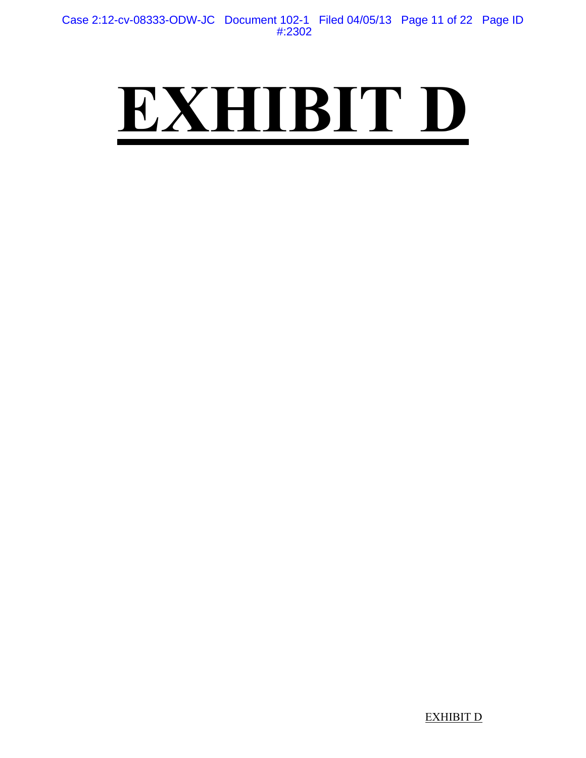# EXHIBIT D

EXHIBIT D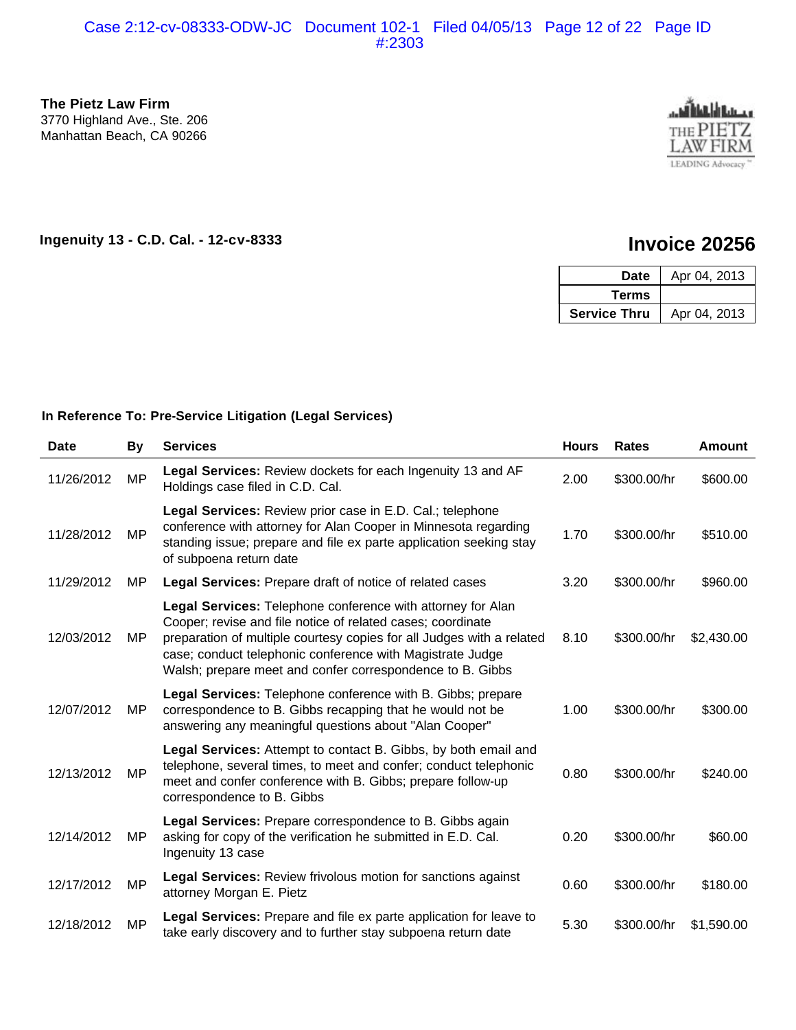**The Pietz Law Firm**
3770 Highland Ave., Ste. 206
Manhattan Beach, CA 90266

THE PIETZ LAW FIRM
LEADING Advocacy™

**Ingenuity 13 - C.D. Cal. - 12-cv-8333**

## Invoice 20256

| | |
|---|---|
| **Date** | Apr 04, 2013 |
| **Terms** | |
| **Service Thru** | Apr 04, 2013 |

**In Reference To: Pre-Service Litigation (Legal Services)**

| Date | By | Services | Hours | Rates | Amount |
|---|---|---|---|---|---|
| 11/26/2012 | MP | **Legal Services:** Review dockets for each Ingenuity 13 and AF Holdings case filed in C.D. Cal. | 2.00 | $300.00/hr | $600.00 |
| 11/28/2012 | MP | **Legal Services:** Review prior case in E.D. Cal.; telephone conference with attorney for Alan Cooper in Minnesota regarding standing issue; prepare and file ex parte application seeking stay of subpoena return date | 1.70 | $300.00/hr | $510.00 |
| 11/29/2012 | MP | **Legal Services:** Prepare draft of notice of related cases | 3.20 | $300.00/hr | $960.00 |
| 12/03/2012 | MP | **Legal Services:** Telephone conference with attorney for Alan Cooper; revise and file notice of related cases; coordinate preparation of multiple courtesy copies for all Judges with a related case; conduct telephonic conference with Magistrate Judge Walsh; prepare meet and confer correspondence to B. Gibbs | 8.10 | $300.00/hr | $2,430.00 |
| 12/07/2012 | MP | **Legal Services:** Telephone conference with B. Gibbs; prepare correspondence to B. Gibbs recapping that he would not be answering any meaningful questions about "Alan Cooper" | 1.00 | $300.00/hr | $300.00 |
| 12/13/2012 | MP | **Legal Services:** Attempt to contact B. Gibbs, by both email and telephone, several times, to meet and confer; conduct telephonic meet and confer conference with B. Gibbs; prepare follow-up correspondence to B. Gibbs | 0.80 | $300.00/hr | $240.00 |
| 12/14/2012 | MP | **Legal Services:** Prepare correspondence to B. Gibbs again asking for copy of the verification he submitted in E.D. Cal. Ingenuity 13 case | 0.20 | $300.00/hr | $60.00 |
| 12/17/2012 | MP | **Legal Services:** Review frivolous motion for sanctions against attorney Morgan E. Pietz | 0.60 | $300.00/hr | $180.00 |
| 12/18/2012 | MP | **Legal Services:** Prepare and file ex parte application for leave to take early discovery and to further stay subpoena return date | 5.30 | $300.00/hr | $1,590.00 |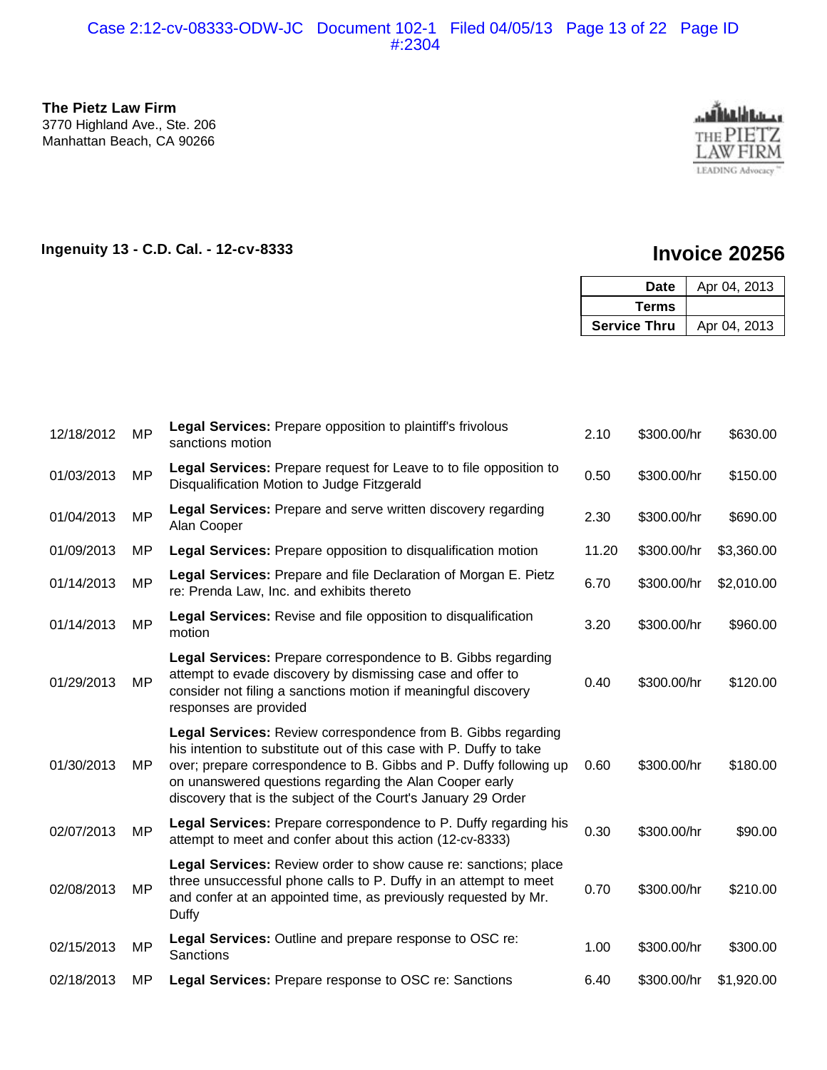**The Pietz Law Firm**
3770 Highland Ave., Ste. 206
Manhattan Beach, CA 90266

THE PIETZ LAW FIRM
LEADING Advocacy™

**Ingenuity 13 - C.D. Cal. - 12-cv-8333**

## Invoice 20256

| | |
|---|---|
| **Date** | Apr 04, 2013 |
| **Terms** | |
| **Service Thru** | Apr 04, 2013 |

| Date | Staff | Description | Hours | Rate | Amount |
|---|---|---|---|---|---|
| 12/18/2012 | MP | **Legal Services:** Prepare opposition to plaintiff's frivolous sanctions motion | 2.10 | $300.00/hr | $630.00 |
| 01/03/2013 | MP | **Legal Services:** Prepare request for Leave to to file opposition to Disqualification Motion to Judge Fitzgerald | 0.50 | $300.00/hr | $150.00 |
| 01/04/2013 | MP | **Legal Services:** Prepare and serve written discovery regarding Alan Cooper | 2.30 | $300.00/hr | $690.00 |
| 01/09/2013 | MP | **Legal Services:** Prepare opposition to disqualification motion | 11.20 | $300.00/hr | $3,360.00 |
| 01/14/2013 | MP | **Legal Services:** Prepare and file Declaration of Morgan E. Pietz re: Prenda Law, Inc. and exhibits thereto | 6.70 | $300.00/hr | $2,010.00 |
| 01/14/2013 | MP | **Legal Services:** Revise and file opposition to disqualification motion | 3.20 | $300.00/hr | $960.00 |
| 01/29/2013 | MP | **Legal Services:** Prepare correspondence to B. Gibbs regarding attempt to evade discovery by dismissing case and offer to consider not filing a sanctions motion if meaningful discovery responses are provided | 0.40 | $300.00/hr | $120.00 |
| 01/30/2013 | MP | **Legal Services:** Review correspondence from B. Gibbs regarding his intention to substitute out of this case with P. Duffy to take over; prepare correspondence to B. Gibbs and P. Duffy following up on unanswered questions regarding the Alan Cooper early discovery that is the subject of the Court's January 29 Order | 0.60 | $300.00/hr | $180.00 |
| 02/07/2013 | MP | **Legal Services:** Prepare correspondence to P. Duffy regarding his attempt to meet and confer about this action (12-cv-8333) | 0.30 | $300.00/hr | $90.00 |
| 02/08/2013 | MP | **Legal Services:** Review order to show cause re: sanctions; place three unsuccessful phone calls to P. Duffy in an attempt to meet and confer at an appointed time, as previously requested by Mr. Duffy | 0.70 | $300.00/hr | $210.00 |
| 02/15/2013 | MP | **Legal Services:** Outline and prepare response to OSC re: Sanctions | 1.00 | $300.00/hr | $300.00 |
| 02/18/2013 | MP | **Legal Services:** Prepare response to OSC re: Sanctions | 6.40 | $300.00/hr | $1,920.00 |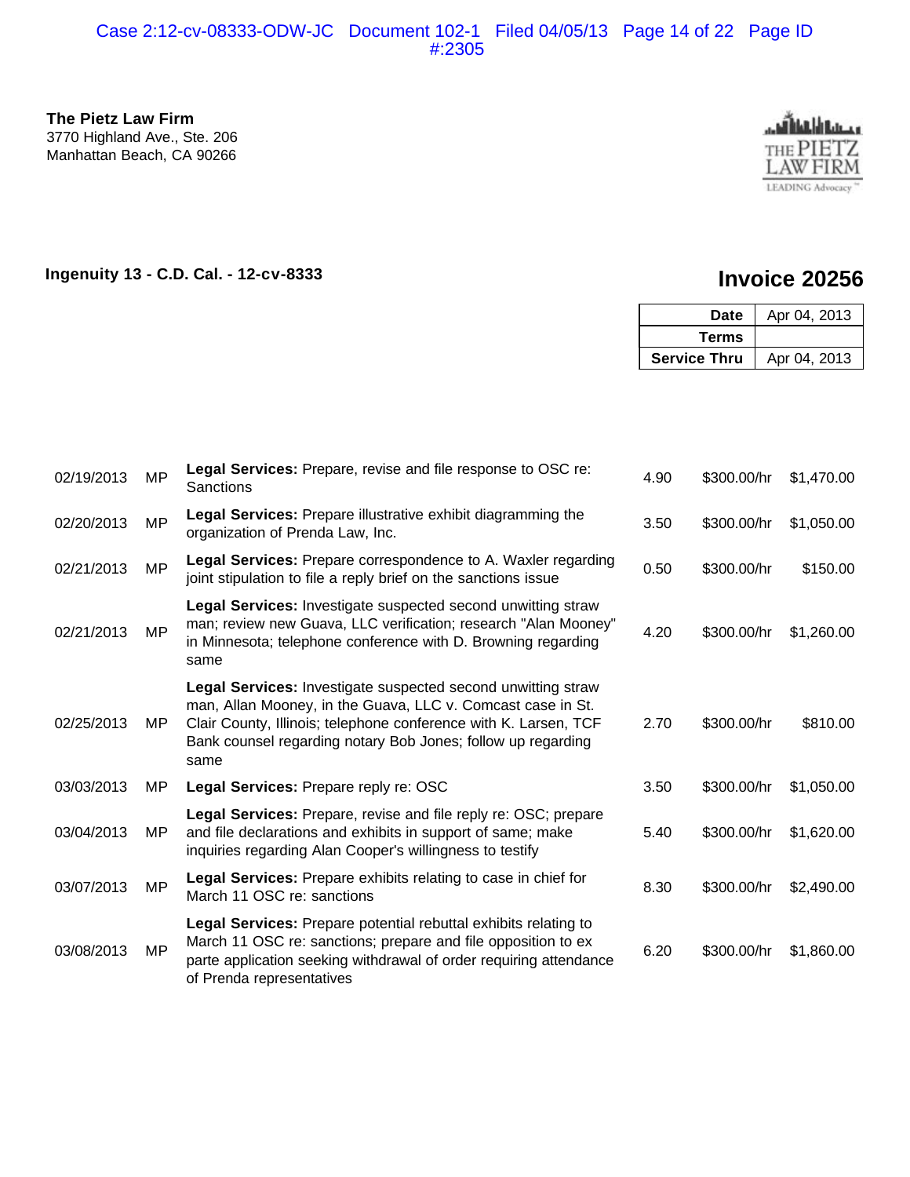**The Pietz Law Firm**
3770 Highland Ave., Ste. 206
Manhattan Beach, CA 90266

**Ingenuity 13 - C.D. Cal. - 12-cv-8333**

## Invoice 20256

| **Date** | Apr 04, 2013 |
|---|---|
| **Terms** | |
| **Service Thru** | Apr 04, 2013 |

| Date | Staff | Description | Hours | Rate | Amount |
|---|---|---|---|---|---|
| 02/19/2013 | MP | **Legal Services:** Prepare, revise and file response to OSC re: Sanctions | 4.90 | $300.00/hr | $1,470.00 |
| 02/20/2013 | MP | **Legal Services:** Prepare illustrative exhibit diagramming the organization of Prenda Law, Inc. | 3.50 | $300.00/hr | $1,050.00 |
| 02/21/2013 | MP | **Legal Services:** Prepare correspondence to A. Waxler regarding joint stipulation to file a reply brief on the sanctions issue | 0.50 | $300.00/hr | $150.00 |
| 02/21/2013 | MP | **Legal Services:** Investigate suspected second unwitting straw man; review new Guava, LLC verification; research "Alan Mooney" in Minnesota; telephone conference with D. Browning regarding same | 4.20 | $300.00/hr | $1,260.00 |
| 02/25/2013 | MP | **Legal Services:** Investigate suspected second unwitting straw man, Allan Mooney, in the Guava, LLC v. Comcast case in St. Clair County, Illinois; telephone conference with K. Larsen, TCF Bank counsel regarding notary Bob Jones; follow up regarding same | 2.70 | $300.00/hr | $810.00 |
| 03/03/2013 | MP | **Legal Services:** Prepare reply re: OSC | 3.50 | $300.00/hr | $1,050.00 |
| 03/04/2013 | MP | **Legal Services:** Prepare, revise and file reply re: OSC; prepare and file declarations and exhibits in support of same; make inquiries regarding Alan Cooper's willingness to testify | 5.40 | $300.00/hr | $1,620.00 |
| 03/07/2013 | MP | **Legal Services:** Prepare exhibits relating to case in chief for March 11 OSC re: sanctions | 8.30 | $300.00/hr | $2,490.00 |
| 03/08/2013 | MP | **Legal Services:** Prepare potential rebuttal exhibits relating to March 11 OSC re: sanctions; prepare and file opposition to ex parte application seeking withdrawal of order requiring attendance of Prenda representatives | 6.20 | $300.00/hr | $1,860.00 |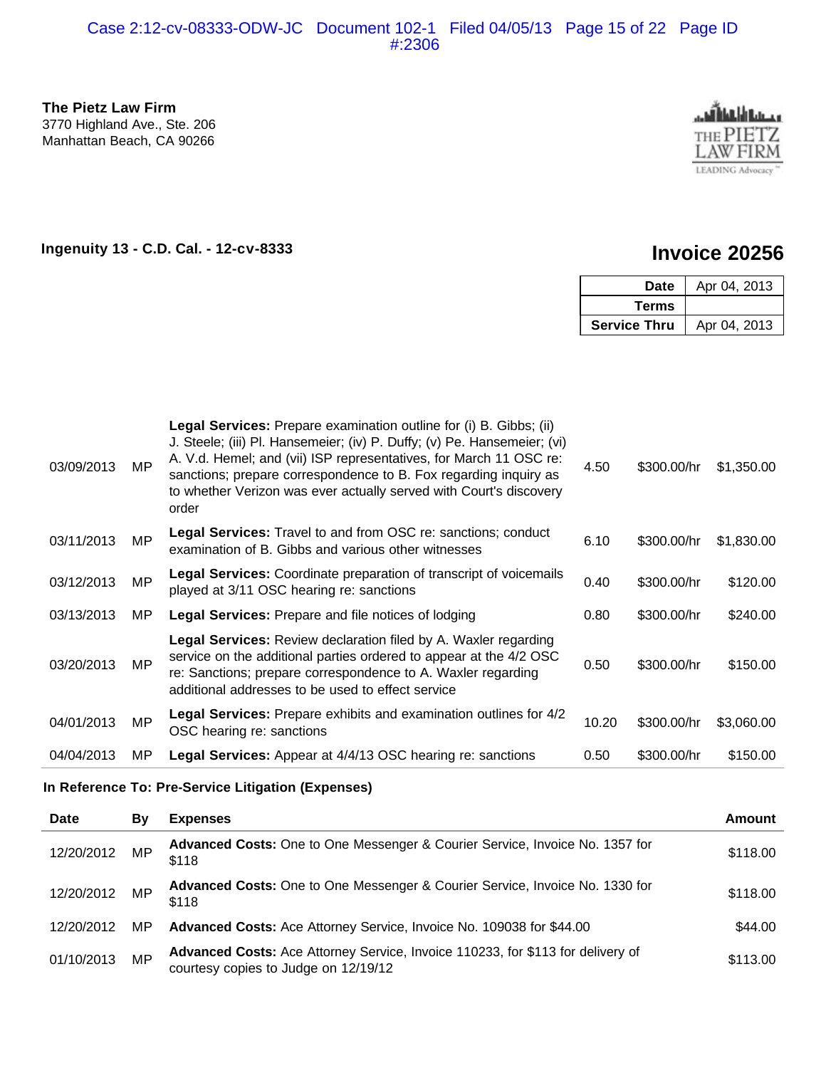**The Pietz Law Firm**
3770 Highland Ave., Ste. 206
Manhattan Beach, CA 90266

THE PIETZ LAW FIRM
LEADING Advocacy™

**Ingenuity 13 - C.D. Cal. - 12-cv-8333**

## Invoice 20256

| | |
|---|---|
| **Date** | Apr 04, 2013 |
| **Terms** | |
| **Service Thru** | Apr 04, 2013 |

| | | | | | |
|---|---|---|---|---|---|
| 03/09/2013 | MP | **Legal Services:** Prepare examination outline for (i) B. Gibbs; (ii) J. Steele; (iii) Pl. Hansemeier; (iv) P. Duffy; (v) Pe. Hansemeier; (vi) A. V.d. Hemel; and (vii) ISP representatives, for March 11 OSC re: sanctions; prepare correspondence to B. Fox regarding inquiry as to whether Verizon was ever actually served with Court's discovery order | 4.50 | $300.00/hr | $1,350.00 |
| 03/11/2013 | MP | **Legal Services:** Travel to and from OSC re: sanctions; conduct examination of B. Gibbs and various other witnesses | 6.10 | $300.00/hr | $1,830.00 |
| 03/12/2013 | MP | **Legal Services:** Coordinate preparation of transcript of voicemails played at 3/11 OSC hearing re: sanctions | 0.40 | $300.00/hr | $120.00 |
| 03/13/2013 | MP | **Legal Services:** Prepare and file notices of lodging | 0.80 | $300.00/hr | $240.00 |
| 03/20/2013 | MP | **Legal Services:** Review declaration filed by A. Waxler regarding service on the additional parties ordered to appear at the 4/2 OSC re: Sanctions; prepare correspondence to A. Waxler regarding additional addresses to be used to effect service | 0.50 | $300.00/hr | $150.00 |
| 04/01/2013 | MP | **Legal Services:** Prepare exhibits and examination outlines for 4/2 OSC hearing re: sanctions | 10.20 | $300.00/hr | $3,060.00 |
| 04/04/2013 | MP | **Legal Services:** Appear at 4/4/13 OSC hearing re: sanctions | 0.50 | $300.00/hr | $150.00 |

**In Reference To: Pre-Service Litigation (Expenses)**

| Date | By | Expenses | Amount |
|---|---|---|---|
| 12/20/2012 | MP | **Advanced Costs:** One to One Messenger & Courier Service, Invoice No. 1357 for $118 | $118.00 |
| 12/20/2012 | MP | **Advanced Costs:** One to One Messenger & Courier Service, Invoice No. 1330 for $118 | $118.00 |
| 12/20/2012 | MP | **Advanced Costs:** Ace Attorney Service, Invoice No. 109038 for $44.00 | $44.00 |
| 01/10/2013 | MP | **Advanced Costs:** Ace Attorney Service, Invoice 110233, for $113 for delivery of courtesy copies to Judge on 12/19/12 | $113.00 |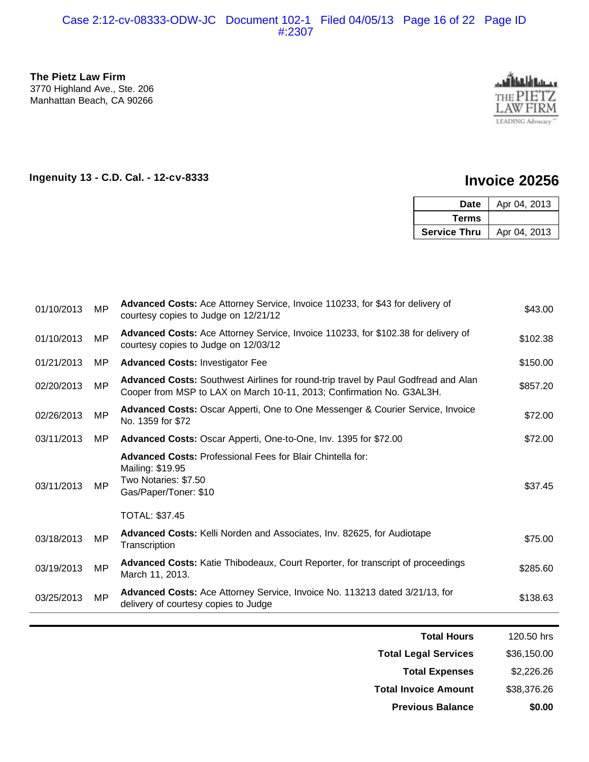**The Pietz Law Firm**
3770 Highland Ave., Ste. 206
Manhattan Beach, CA 90266

THE PIETZ LAW FIRM
LEADING Advocacy™

**Ingenuity 13 - C.D. Cal. - 12-cv-8333**

# Invoice 20256

| | |
|---|---|
| **Date** | Apr 04, 2013 |
| **Terms** | |
| **Service Thru** | Apr 04, 2013 |

| | | | |
|---|---|---|---|
| 01/10/2013 | MP | **Advanced Costs:** Ace Attorney Service, Invoice 110233, for $43 for delivery of courtesy copies to Judge on 12/21/12 | $43.00 |
| 01/10/2013 | MP | **Advanced Costs:** Ace Attorney Service, Invoice 110233, for $102.38 for delivery of courtesy copies to Judge on 12/03/12 | $102.38 |
| 01/21/2013 | MP | **Advanced Costs:** Investigator Fee | $150.00 |
| 02/20/2013 | MP | **Advanced Costs:** Southwest Airlines for round-trip travel by Paul Godfread and Alan Cooper from MSP to LAX on March 10-11, 2013; Confirmation No. G3AL3H. | $857.20 |
| 02/26/2013 | MP | **Advanced Costs:** Oscar Apperti, One to One Messenger & Courier Service, Invoice No. 1359 for $72 | $72.00 |
| 03/11/2013 | MP | **Advanced Costs:** Oscar Apperti, One-to-One, Inv. 1395 for $72.00 | $72.00 |
| 03/11/2013 | MP | **Advanced Costs:** Professional Fees for Blair Chintella for:<br>Mailing: $19.95<br>Two Notaries: $7.50<br>Gas/Paper/Toner: $10<br><br>TOTAL: $37.45 | $37.45 |
| 03/18/2013 | MP | **Advanced Costs:** Kelli Norden and Associates, Inv. 82625, for Audiotape Transcription | $75.00 |
| 03/19/2013 | MP | **Advanced Costs:** Katie Thibodeaux, Court Reporter, for transcript of proceedings March 11, 2013. | $285.60 |
| 03/25/2013 | MP | **Advanced Costs:** Ace Attorney Service, Invoice No. 113213 dated 3/21/13, for delivery of courtesy copies to Judge | $138.63 |

| | |
|---|---|
| **Total Hours** | 120.50 hrs |
| **Total Legal Services** | $36,150.00 |
| **Total Expenses** | $2,226.26 |
| **Total Invoice Amount** | $38,376.26 |
| **Previous Balance** | **$0.00** |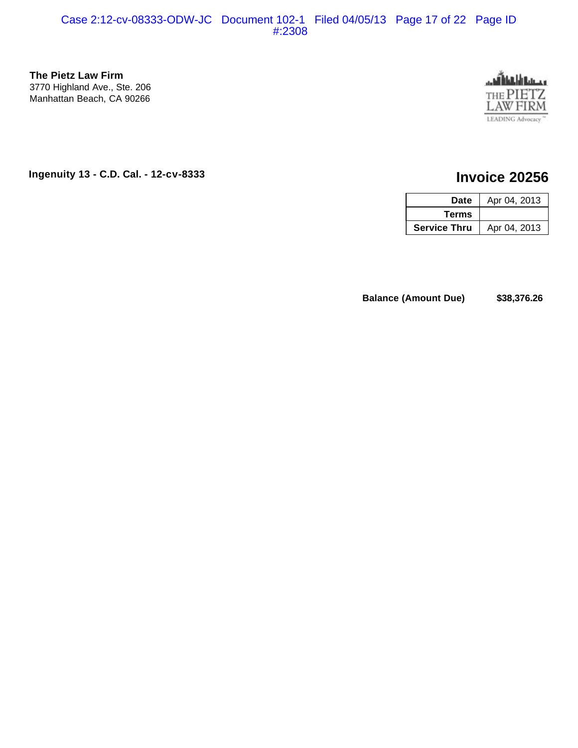**The Pietz Law Firm**
3770 Highland Ave., Ste. 206
Manhattan Beach, CA 90266

THE PIETZ LAW FIRM
LEADING Advocacy™

**Ingenuity 13 - C.D. Cal. - 12-cv-8333**

## Invoice 20256

| | |
|---|---|
| **Date** | Apr 04, 2013 |
| **Terms** | |
| **Service Thru** | Apr 04, 2013 |

**Balance (Amount Due)** **$38,376.26**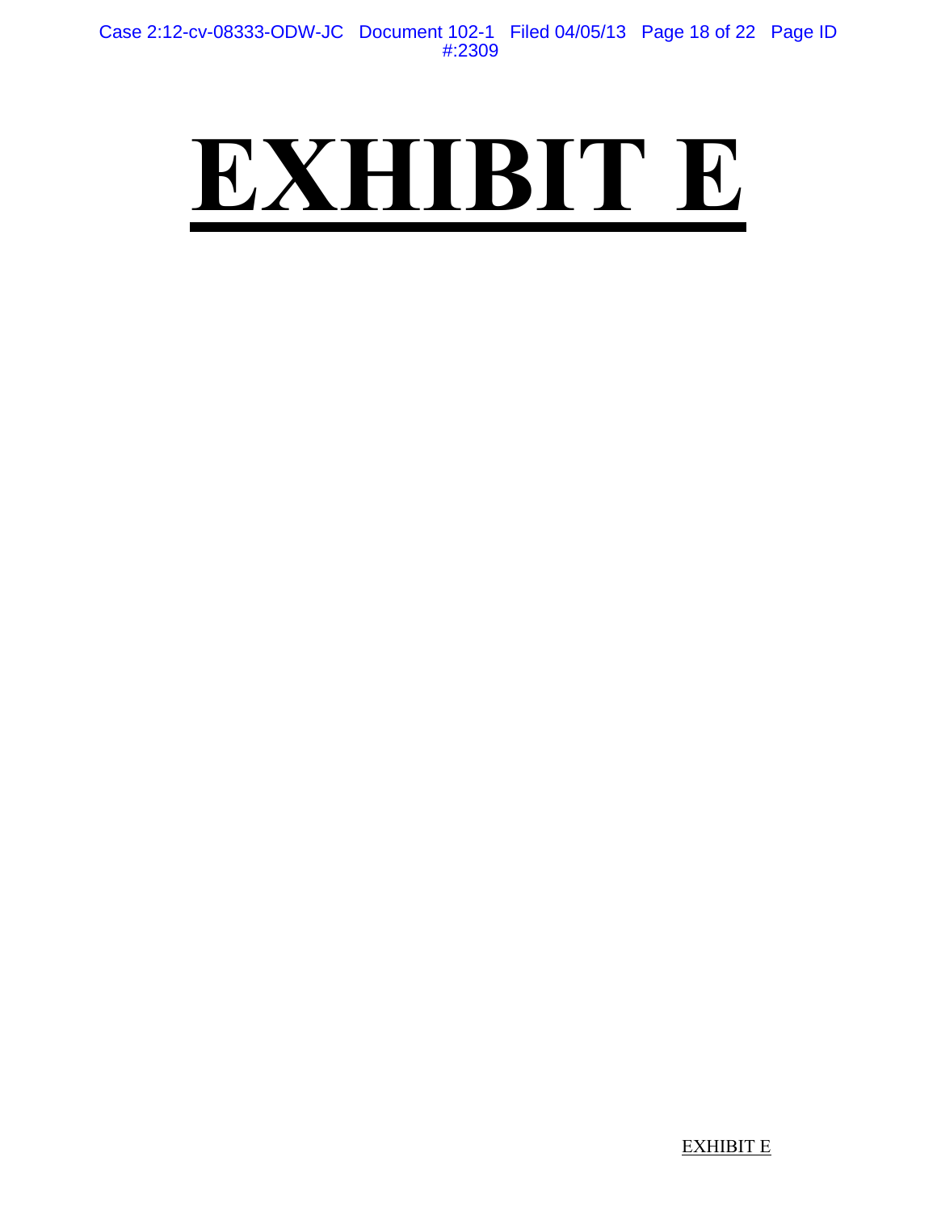# EXHIBIT E

EXHIBIT E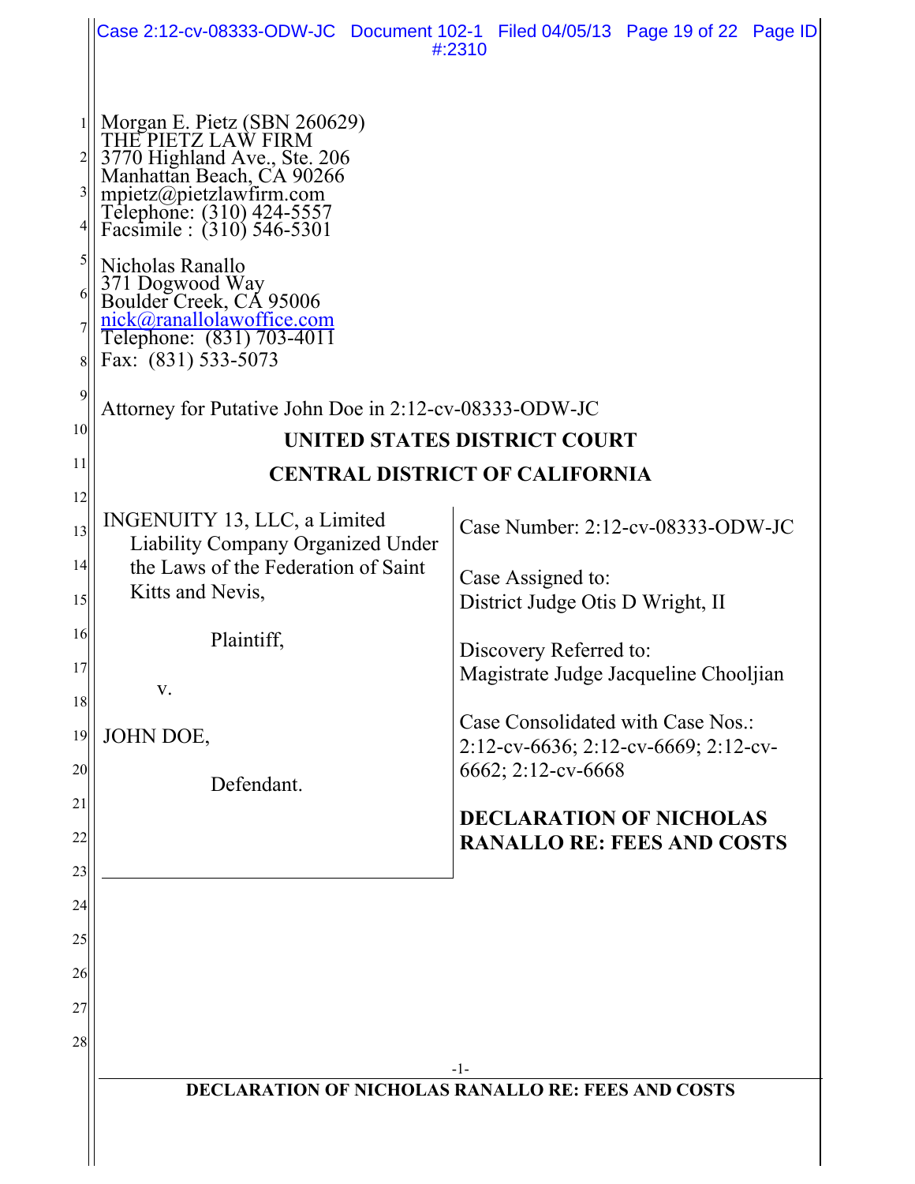Morgan E. Pietz (SBN 260629)
THE PIETZ LAW FIRM
3770 Highland Ave., Ste. 206
Manhattan Beach, CA 90266
mpietz@pietzlawfirm.com
Telephone: (310) 424-5557
Facsimile : (310) 546-5301

Nicholas Ranallo
371 Dogwood Way
Boulder Creek, CA 95006
nick@ranallolawoffice.com
Telephone: (831) 703-4011
Fax: (831) 533-5073

Attorney for Putative John Doe in 2:12-cv-08333-ODW-JC

**UNITED STATES DISTRICT COURT**

**CENTRAL DISTRICT OF CALIFORNIA**

| | |
|---|---|
| INGENUITY 13, LLC, a Limited Liability Company Organized Under the Laws of the Federation of Saint Kitts and Nevis,<br><br>Plaintiff,<br><br>v.<br><br>JOHN DOE,<br><br>Defendant. | Case Number: 2:12-cv-08333-ODW-JC<br><br>Case Assigned to:<br>District Judge Otis D Wright, II<br><br>Discovery Referred to:<br>Magistrate Judge Jacqueline Chooljian<br><br>Case Consolidated with Case Nos.:<br>2:12-cv-6636; 2:12-cv-6669; 2:12-cv-6662; 2:12-cv-6668<br><br>**DECLARATION OF NICHOLAS RANALLO RE: FEES AND COSTS** |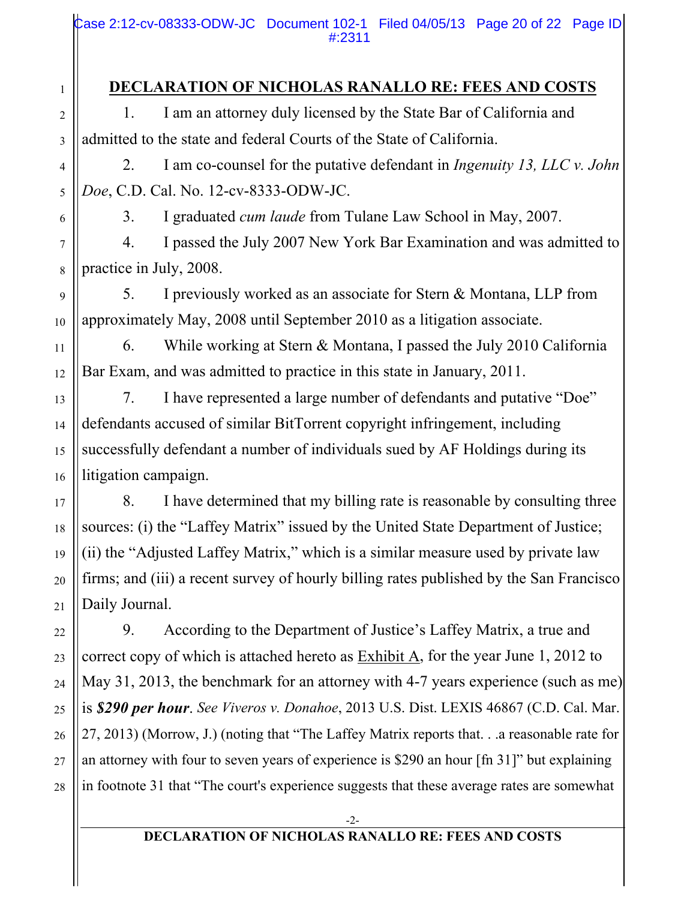# DECLARATION OF NICHOLAS RANALLO RE: FEES AND COSTS

1. I am an attorney duly licensed by the State Bar of California and admitted to the state and federal Courts of the State of California.

2. I am co-counsel for the putative defendant in *Ingenuity 13, LLC v. John Doe*, C.D. Cal. No. 12-cv-8333-ODW-JC.

3. I graduated *cum laude* from Tulane Law School in May, 2007.

4. I passed the July 2007 New York Bar Examination and was admitted to practice in July, 2008.

5. I previously worked as an associate for Stern & Montana, LLP from approximately May, 2008 until September 2010 as a litigation associate.

6. While working at Stern & Montana, I passed the July 2010 California Bar Exam, and was admitted to practice in this state in January, 2011.

7. I have represented a large number of defendants and putative "Doe" defendants accused of similar BitTorrent copyright infringement, including successfully defendant a number of individuals sued by AF Holdings during its litigation campaign.

8. I have determined that my billing rate is reasonable by consulting three sources: (i) the "Laffey Matrix" issued by the United State Department of Justice; (ii) the "Adjusted Laffey Matrix," which is a similar measure used by private law firms; and (iii) a recent survey of hourly billing rates published by the San Francisco Daily Journal.

9. According to the Department of Justice's Laffey Matrix, a true and correct copy of which is attached hereto as Exhibit A, for the year June 1, 2012 to May 31, 2013, the benchmark for an attorney with 4-7 years experience (such as me) is ***$290 per hour***. *See Viveros v. Donahoe*, 2013 U.S. Dist. LEXIS 46867 (C.D. Cal. Mar. 27, 2013) (Morrow, J.) (noting that "The Laffey Matrix reports that. . .a reasonable rate for an attorney with four to seven years of experience is $290 an hour [fn 31]" but explaining in footnote 31 that "The court's experience suggests that these average rates are somewhat

DECLARATION OF NICHOLAS RANALLO RE: FEES AND COSTS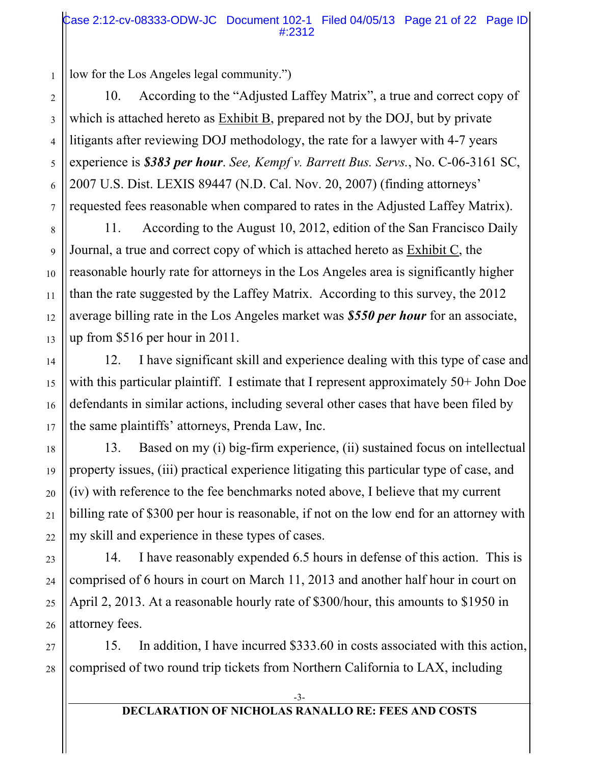low for the Los Angeles legal community.")

10. According to the "Adjusted Laffey Matrix", a true and correct copy of which is attached hereto as Exhibit B, prepared not by the DOJ, but by private litigants after reviewing DOJ methodology, the rate for a lawyer with 4-7 years experience is ***$383 per hour***. *See, Kempf v. Barrett Bus. Servs.*, No. C-06-3161 SC, 2007 U.S. Dist. LEXIS 89447 (N.D. Cal. Nov. 20, 2007) (finding attorneys' requested fees reasonable when compared to rates in the Adjusted Laffey Matrix).

11. According to the August 10, 2012, edition of the San Francisco Daily Journal, a true and correct copy of which is attached hereto as Exhibit C, the reasonable hourly rate for attorneys in the Los Angeles area is significantly higher than the rate suggested by the Laffey Matrix. According to this survey, the 2012 average billing rate in the Los Angeles market was ***$550 per hour*** for an associate, up from $516 per hour in 2011.

12. I have significant skill and experience dealing with this type of case and with this particular plaintiff. I estimate that I represent approximately 50+ John Doe defendants in similar actions, including several other cases that have been filed by the same plaintiffs' attorneys, Prenda Law, Inc.

13. Based on my (i) big-firm experience, (ii) sustained focus on intellectual property issues, (iii) practical experience litigating this particular type of case, and (iv) with reference to the fee benchmarks noted above, I believe that my current billing rate of $300 per hour is reasonable, if not on the low end for an attorney with my skill and experience in these types of cases.

14. I have reasonably expended 6.5 hours in defense of this action. This is comprised of 6 hours in court on March 11, 2013 and another half hour in court on April 2, 2013. At a reasonable hourly rate of $300/hour, this amounts to $1950 in attorney fees.

15. In addition, I have incurred $333.60 in costs associated with this action, comprised of two round trip tickets from Northern California to LAX, including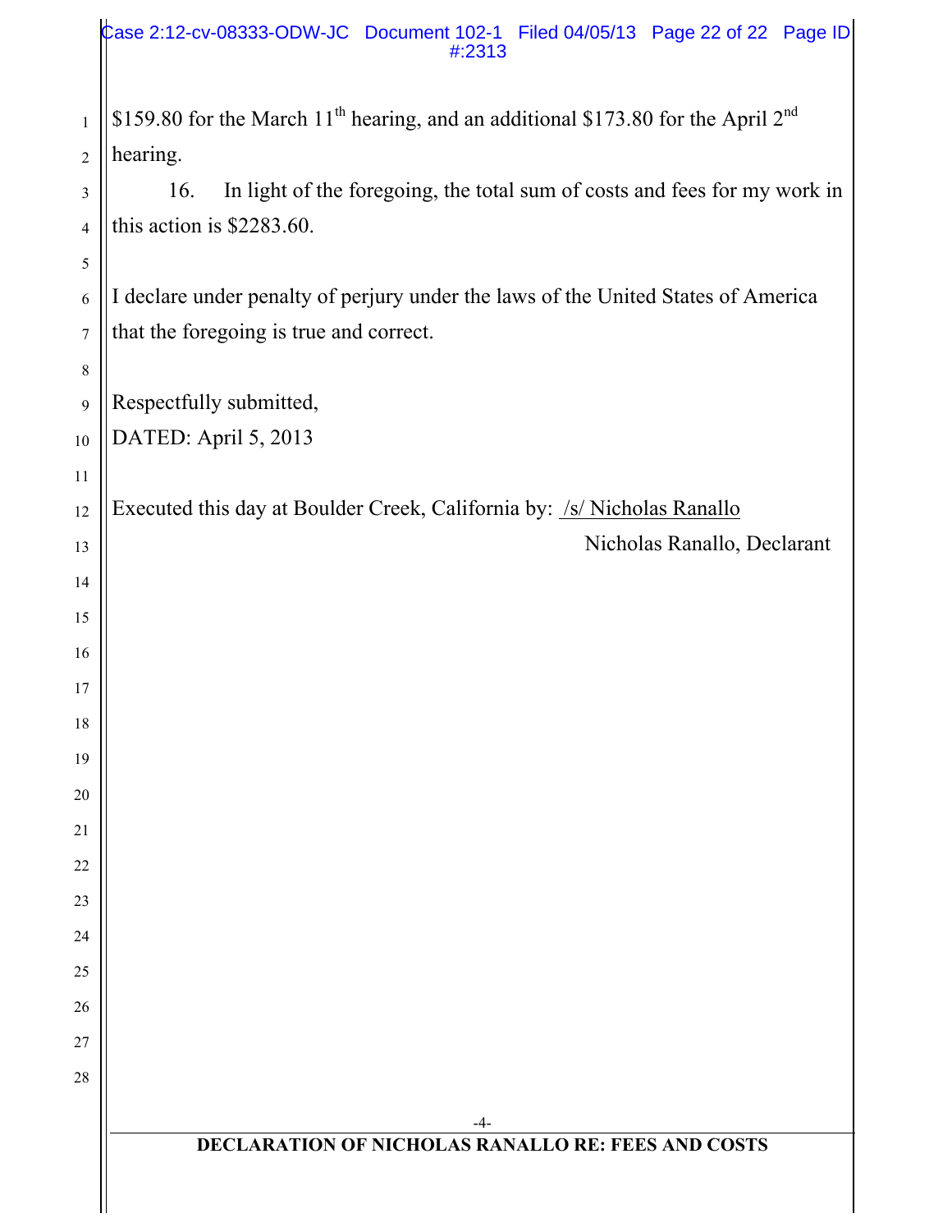$159.80 for the March 11th hearing, and an additional $173.80 for the April 2nd hearing.

16. In light of the foregoing, the total sum of costs and fees for my work in this action is $2283.60.

I declare under penalty of perjury under the laws of the United States of America that the foregoing is true and correct.

Respectfully submitted,
DATED: April 5, 2013

Executed this day at Boulder Creek, California by: /s/ Nicholas Ranallo

Nicholas Ranallo, Declarant

**DECLARATION OF NICHOLAS RANALLO RE: FEES AND COSTS**